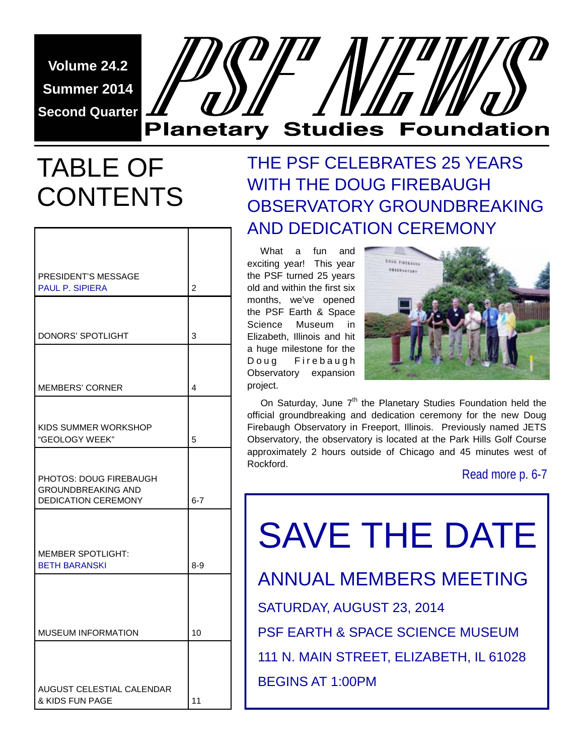Volume 24.2
Summer 2014
Second Quarter

# PSF NEWS

**Planetary Studies Foundation**

## TABLE OF CONTENTS

| | |
|---|---|
| PRESIDENT'S MESSAGE PAUL P. SIPIERA | 2 |
| DONORS' SPOTLIGHT | 3 |
| MEMBERS' CORNER | 4 |
| KIDS SUMMER WORKSHOP "GEOLOGY WEEK" | 5 |
| PHOTOS: DOUG FIREBAUGH GROUNDBREAKING AND DEDICATION CEREMONY | 6-7 |
| MEMBER SPOTLIGHT: BETH BARANSKI | 8-9 |
| MUSEUM INFORMATION | 10 |
| AUGUST CELESTIAL CALENDAR & KIDS FUN PAGE | 11 |

## THE PSF CELEBRATES 25 YEARS WITH THE DOUG FIREBAUGH OBSERVATORY GROUNDBREAKING AND DEDICATION CEREMONY

What a fun and exciting year! This year the PSF turned 25 years old and within the first six months, we've opened the PSF Earth & Space Science Museum in Elizabeth, Illinois and hit a huge milestone for the Doug Firebaugh Observatory expansion project.

On Saturday, June 7th the Planetary Studies Foundation held the official groundbreaking and dedication ceremony for the new Doug Firebaugh Observatory in Freeport, Illinois. Previously named JETS Observatory, the observatory is located at the Park Hills Golf Course approximately 2 hours outside of Chicago and 45 minutes west of Rockford.

Read more p. 6-7

# SAVE THE DATE

## ANNUAL MEMBERS MEETING

SATURDAY, AUGUST 23, 2014

PSF EARTH & SPACE SCIENCE MUSEUM

111 N. MAIN STREET, ELIZABETH, IL 61028

BEGINS AT 1:00PM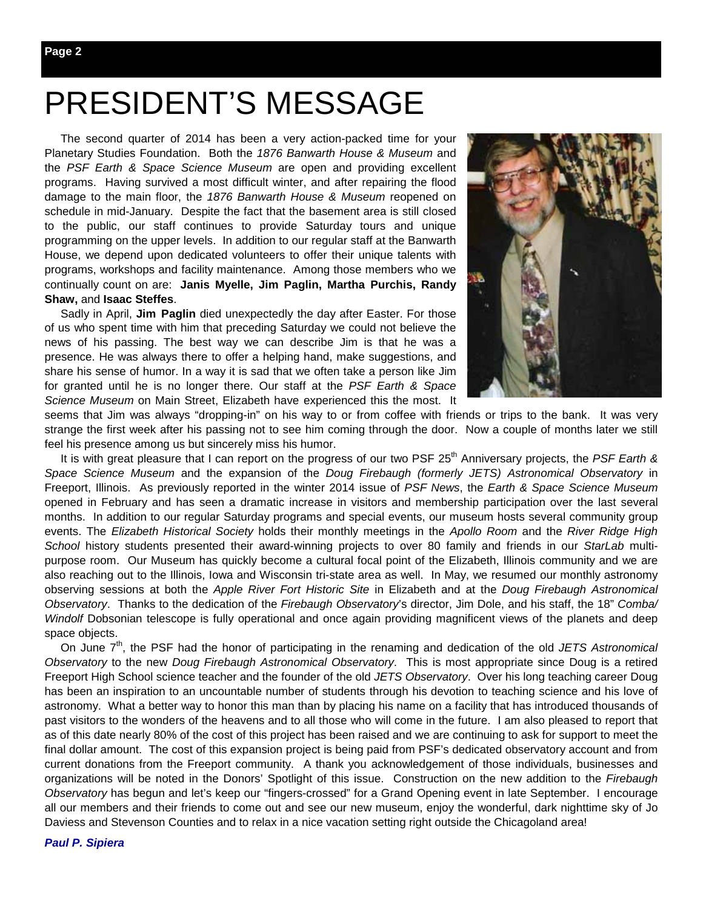# PRESIDENT'S MESSAGE

The second quarter of 2014 has been a very action-packed time for your Planetary Studies Foundation. Both the *1876 Banwarth House & Museum* and the *PSF Earth & Space Science Museum* are open and providing excellent programs. Having survived a most difficult winter, and after repairing the flood damage to the main floor, the *1876 Banwarth House & Museum* reopened on schedule in mid-January. Despite the fact that the basement area is still closed to the public, our staff continues to provide Saturday tours and unique programming on the upper levels. In addition to our regular staff at the Banwarth House, we depend upon dedicated volunteers to offer their unique talents with programs, workshops and facility maintenance. Among those members who we continually count on are: **Janis Myelle, Jim Paglin, Martha Purchis, Randy Shaw,** and **Isaac Steffes**.

Sadly in April, **Jim Paglin** died unexpectedly the day after Easter. For those of us who spent time with him that preceding Saturday we could not believe the news of his passing. The best way we can describe Jim is that he was a presence. He was always there to offer a helping hand, make suggestions, and share his sense of humor. In a way it is sad that we often take a person like Jim for granted until he is no longer there. Our staff at the *PSF Earth & Space Science Museum* on Main Street, Elizabeth have experienced this the most. It seems that Jim was always "dropping-in" on his way to or from coffee with friends or trips to the bank. It was very strange the first week after his passing not to see him coming through the door. Now a couple of months later we still feel his presence among us but sincerely miss his humor.

It is with great pleasure that I can report on the progress of our two PSF 25th Anniversary projects, the *PSF Earth & Space Science Museum* and the expansion of the *Doug Firebaugh (formerly JETS) Astronomical Observatory* in Freeport, Illinois. As previously reported in the winter 2014 issue of *PSF News*, the *Earth & Space Science Museum* opened in February and has seen a dramatic increase in visitors and membership participation over the last several months. In addition to our regular Saturday programs and special events, our museum hosts several community group events. The *Elizabeth Historical Society* holds their monthly meetings in the *Apollo Room* and the *River Ridge High School* history students presented their award-winning projects to over 80 family and friends in our *StarLab* multi-purpose room. Our Museum has quickly become a cultural focal point of the Elizabeth, Illinois community and we are also reaching out to the Illinois, Iowa and Wisconsin tri-state area as well. In May, we resumed our monthly astronomy observing sessions at both the *Apple River Fort Historic Site* in Elizabeth and at the *Doug Firebaugh Astronomical Observatory*. Thanks to the dedication of the *Firebaugh Observatory*'s director, Jim Dole, and his staff, the 18" *Comba/ Windolf* Dobsonian telescope is fully operational and once again providing magnificent views of the planets and deep space objects.

On June 7th, the PSF had the honor of participating in the renaming and dedication of the old *JETS Astronomical Observatory* to the new *Doug Firebaugh Astronomical Observatory*. This is most appropriate since Doug is a retired Freeport High School science teacher and the founder of the old *JETS Observatory*. Over his long teaching career Doug has been an inspiration to an uncountable number of students through his devotion to teaching science and his love of astronomy. What a better way to honor this man than by placing his name on a facility that has introduced thousands of past visitors to the wonders of the heavens and to all those who will come in the future. I am also pleased to report that as of this date nearly 80% of the cost of this project has been raised and we are continuing to ask for support to meet the final dollar amount. The cost of this expansion project is being paid from PSF's dedicated observatory account and from current donations from the Freeport community. A thank you acknowledgement of those individuals, businesses and organizations will be noted in the Donors' Spotlight of this issue. Construction on the new addition to the *Firebaugh Observatory* has begun and let's keep our "fingers-crossed" for a Grand Opening event in late September. I encourage all our members and their friends to come out and see our new museum, enjoy the wonderful, dark nighttime sky of Jo Daviess and Stevenson Counties and to relax in a nice vacation setting right outside the Chicagoland area!

***Paul P. Sipiera***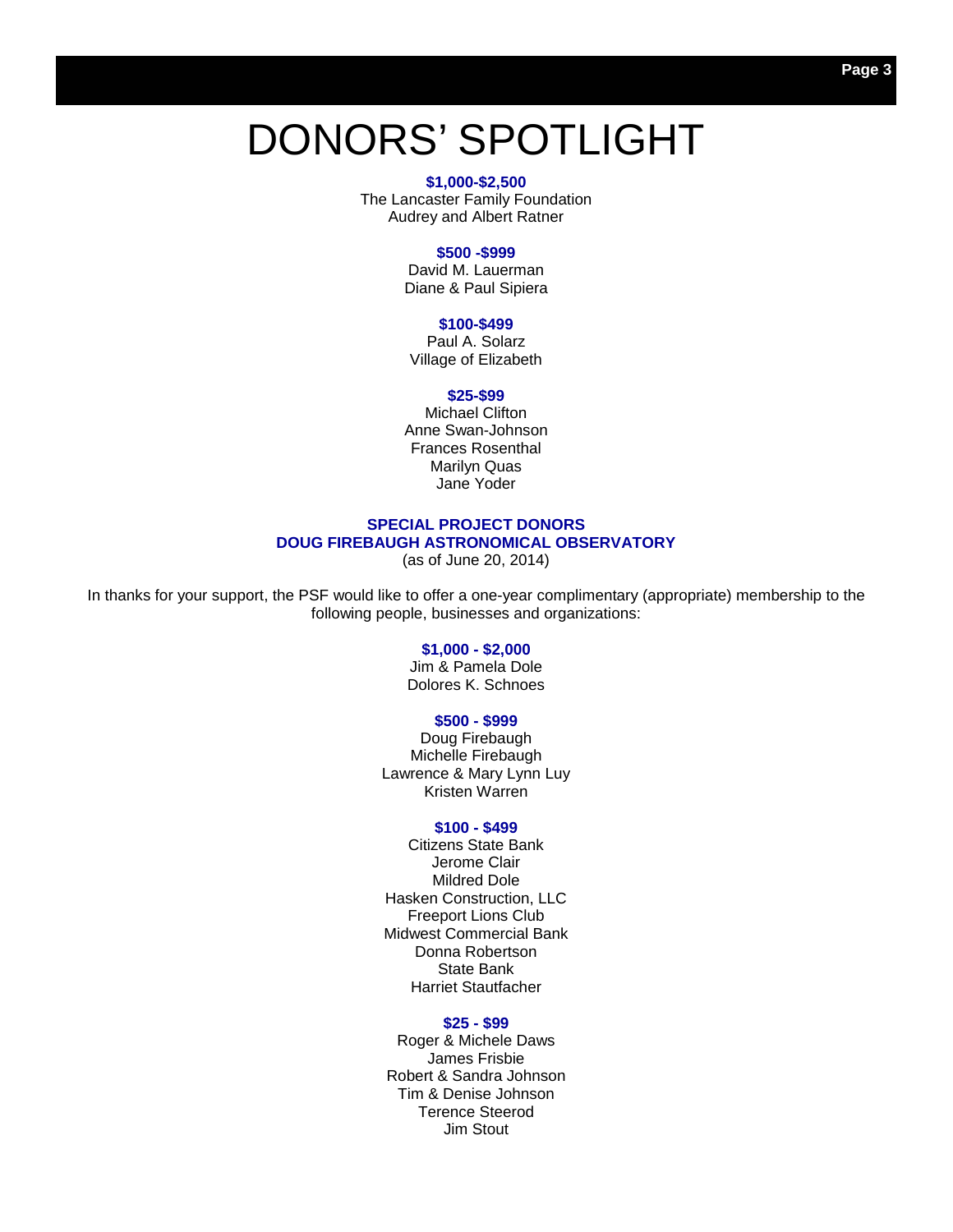# DONORS' SPOTLIGHT

**$1,000-$2,500**

The Lancaster Family Foundation
Audrey and Albert Ratner

**$500 -$999**

David M. Lauerman
Diane & Paul Sipiera

**$100-$499**

Paul A. Solarz
Village of Elizabeth

**$25-$99**

Michael Clifton
Anne Swan-Johnson
Frances Rosenthal
Marilyn Quas
Jane Yoder

## SPECIAL PROJECT DONORS
## DOUG FIREBAUGH ASTRONOMICAL OBSERVATORY

(as of June 20, 2014)

In thanks for your support, the PSF would like to offer a one-year complimentary (appropriate) membership to the following people, businesses and organizations:

**$1,000 - $2,000**

Jim & Pamela Dole
Dolores K. Schnoes

**$500 - $999**

Doug Firebaugh
Michelle Firebaugh
Lawrence & Mary Lynn Luy
Kristen Warren

**$100 - $499**

Citizens State Bank
Jerome Clair
Mildred Dole
Hasken Construction, LLC
Freeport Lions Club
Midwest Commercial Bank
Donna Robertson
State Bank
Harriet Stautfacher

**$25 - $99**

Roger & Michele Daws
James Frisbie
Robert & Sandra Johnson
Tim & Denise Johnson
Terence Steerod
Jim Stout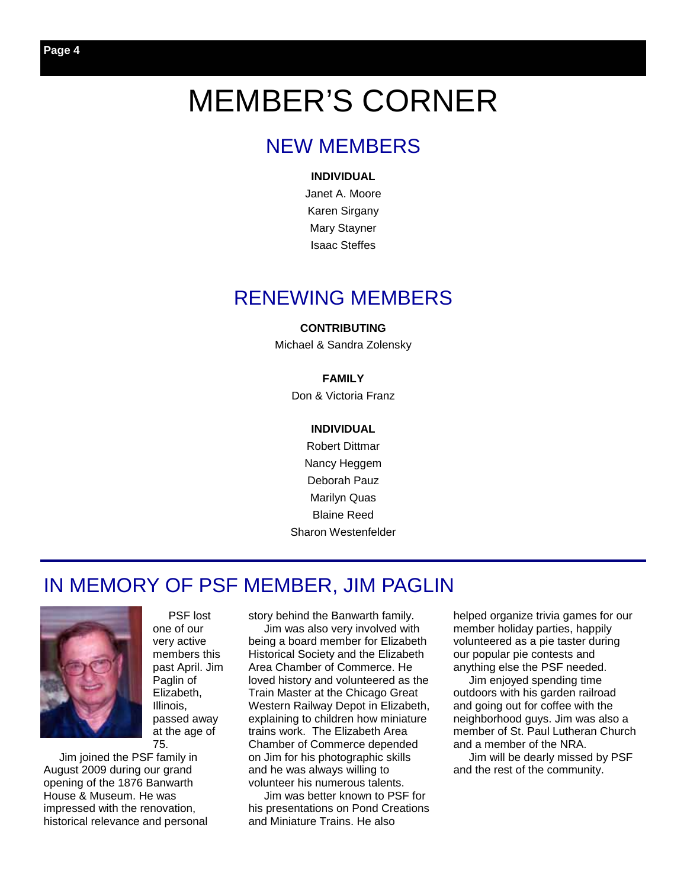# MEMBER'S CORNER

## NEW MEMBERS

**INDIVIDUAL**

Janet A. Moore
Karen Sirgany
Mary Stayner
Isaac Steffes

## RENEWING MEMBERS

**CONTRIBUTING**

Michael & Sandra Zolensky

**FAMILY**

Don & Victoria Franz

**INDIVIDUAL**

Robert Dittmar
Nancy Heggem
Deborah Pauz
Marilyn Quas
Blaine Reed
Sharon Westenfelder

## IN MEMORY OF PSF MEMBER, JIM PAGLIN

PSF lost one of our very active members this past April. Jim Paglin of Elizabeth, Illinois, passed away at the age of 75.

Jim joined the PSF family in August 2009 during our grand opening of the 1876 Banwarth House & Museum. He was impressed with the renovation, historical relevance and personal story behind the Banwarth family.

Jim was also very involved with being a board member for Elizabeth Historical Society and the Elizabeth Area Chamber of Commerce. He loved history and volunteered as the Train Master at the Chicago Great Western Railway Depot in Elizabeth, explaining to children how miniature trains work. The Elizabeth Area Chamber of Commerce depended on Jim for his photographic skills and he was always willing to volunteer his numerous talents.

Jim was better known to PSF for his presentations on Pond Creations and Miniature Trains. He also helped organize trivia games for our member holiday parties, happily volunteered as a pie taster during our popular pie contests and anything else the PSF needed.

Jim enjoyed spending time outdoors with his garden railroad and going out for coffee with the neighborhood guys. Jim was also a member of St. Paul Lutheran Church and a member of the NRA.

Jim will be dearly missed by PSF and the rest of the community.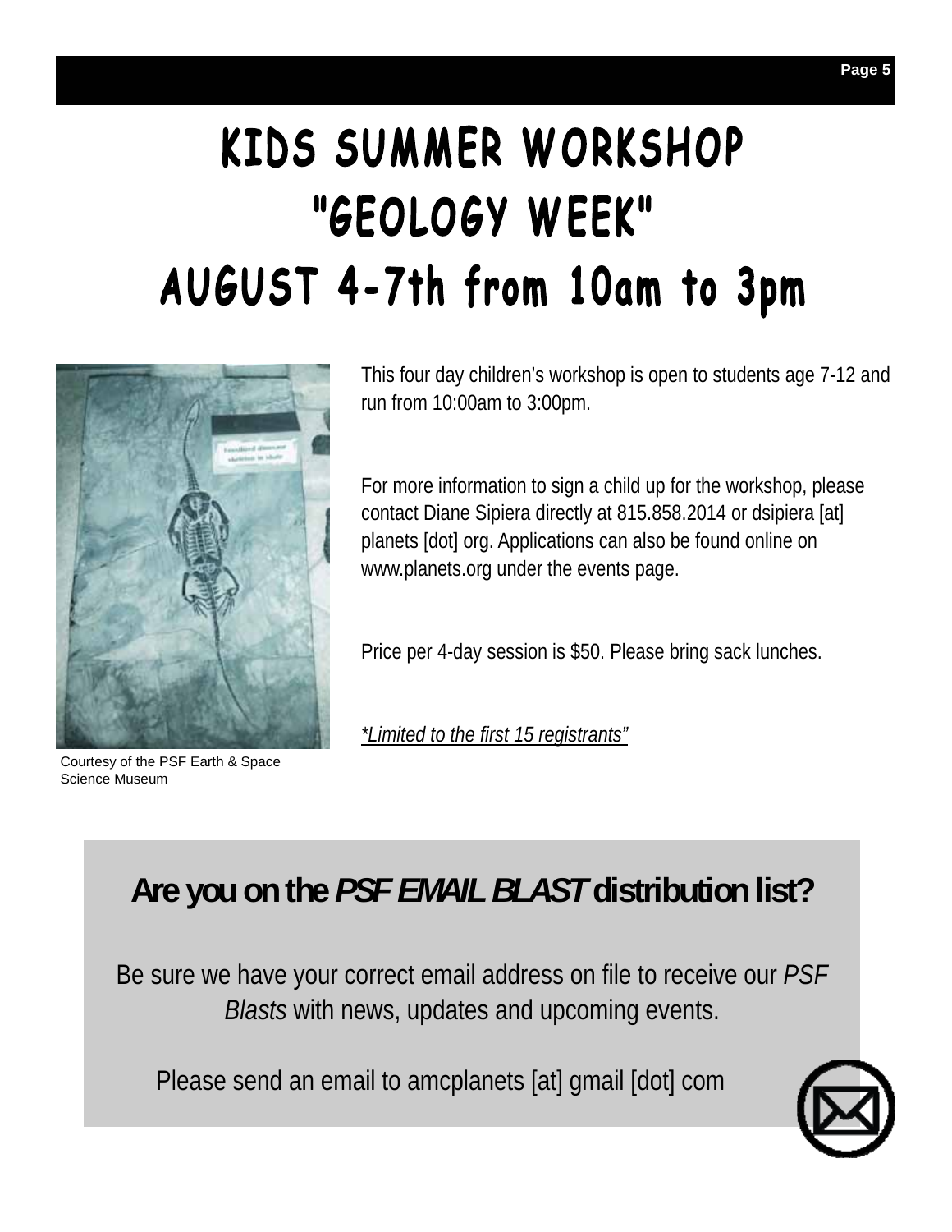# KIDS SUMMER WORKSHOP
# "GEOLOGY WEEK"
# AUGUST 4-7th from 10am to 3pm

Courtesy of the PSF Earth & Space Science Museum

This four day children's workshop is open to students age 7-12 and run from 10:00am to 3:00pm.

For more information to sign a child up for the workshop, please contact Diane Sipiera directly at 815.858.2014 or dsipiera [at] planets [dot] org. Applications can also be found online on www.planets.org under the events page.

Price per 4-day session is $50. Please bring sack lunches.

*\*Limited to the first 15 registrants"*

## Are you on the *PSF EMAIL BLAST* distribution list?

Be sure we have your correct email address on file to receive our *PSF Blasts* with news, updates and upcoming events.

Please send an email to amcplanets [at] gmail [dot] com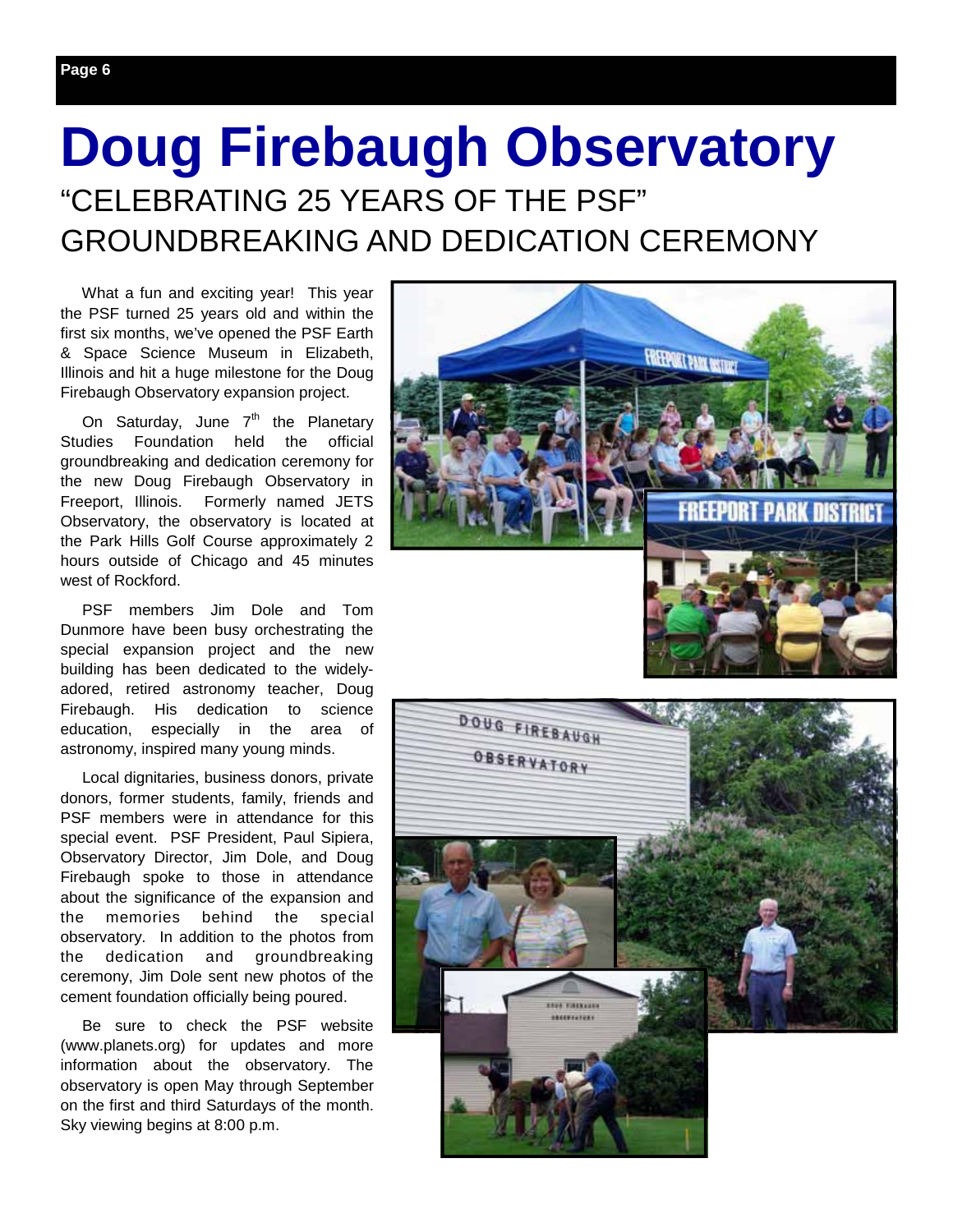# Doug Firebaugh Observatory

## "CELEBRATING 25 YEARS OF THE PSF" GROUNDBREAKING AND DEDICATION CEREMONY

What a fun and exciting year! This year the PSF turned 25 years old and within the first six months, we've opened the PSF Earth & Space Science Museum in Elizabeth, Illinois and hit a huge milestone for the Doug Firebaugh Observatory expansion project.

On Saturday, June 7th the Planetary Studies Foundation held the official groundbreaking and dedication ceremony for the new Doug Firebaugh Observatory in Freeport, Illinois. Formerly named JETS Observatory, the observatory is located at the Park Hills Golf Course approximately 2 hours outside of Chicago and 45 minutes west of Rockford.

PSF members Jim Dole and Tom Dunmore have been busy orchestrating the special expansion project and the new building has been dedicated to the widely-adored, retired astronomy teacher, Doug Firebaugh. His dedication to science education, especially in the area of astronomy, inspired many young minds.

Local dignitaries, business donors, private donors, former students, family, friends and PSF members were in attendance for this special event. PSF President, Paul Sipiera, Observatory Director, Jim Dole, and Doug Firebaugh spoke to those in attendance about the significance of the expansion and the memories behind the special observatory. In addition to the photos from the dedication and groundbreaking ceremony, Jim Dole sent new photos of the cement foundation officially being poured.

Be sure to check the PSF website (www.planets.org) for updates and more information about the observatory. The observatory is open May through September on the first and third Saturdays of the month. Sky viewing begins at 8:00 p.m.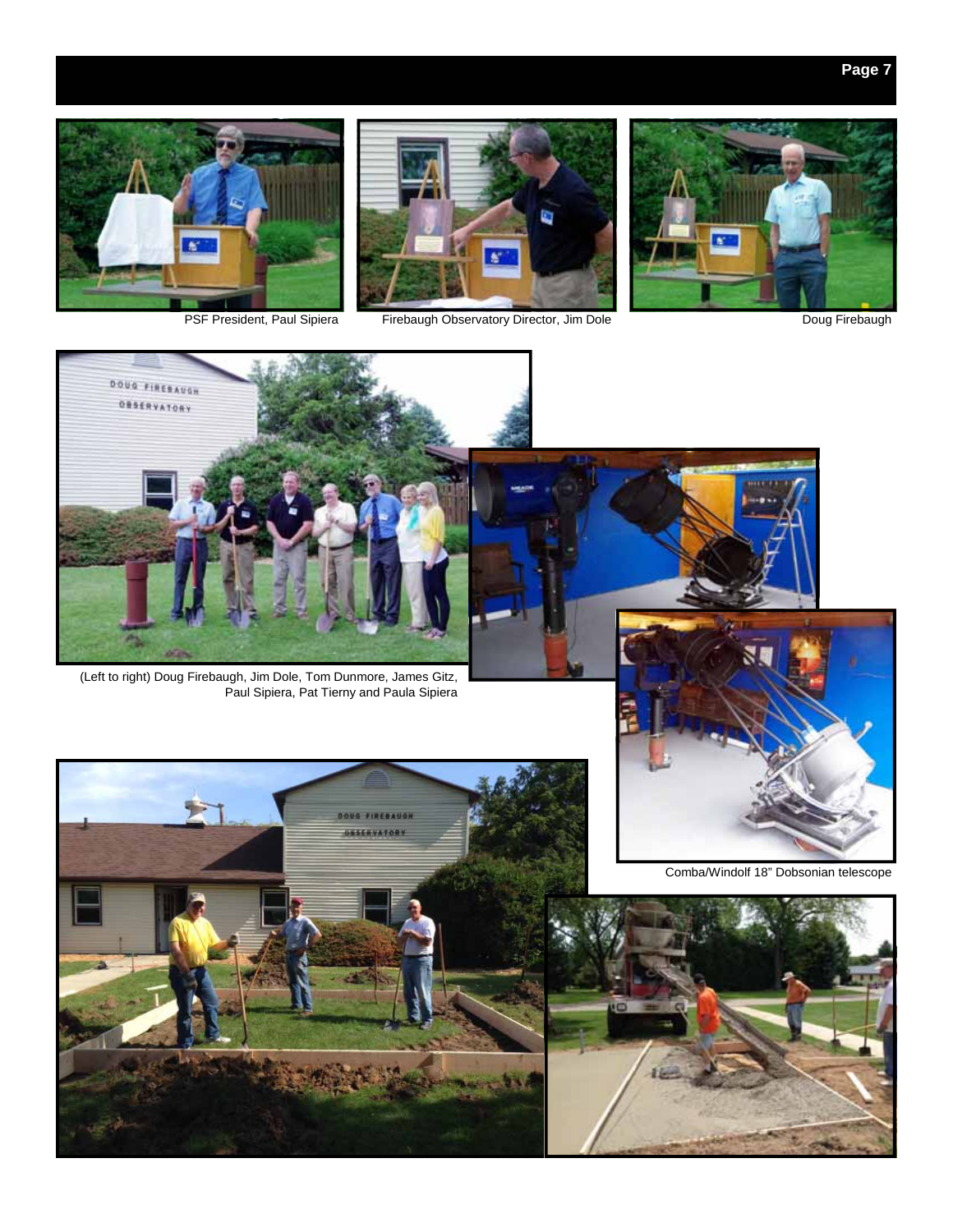PSF President, Paul Sipiera

Firebaugh Observatory Director, Jim Dole

Doug Firebaugh

(Left to right) Doug Firebaugh, Jim Dole, Tom Dunmore, James Gitz, Paul Sipiera, Pat Tierny and Paula Sipiera

Comba/Windolf 18" Dobsonian telescope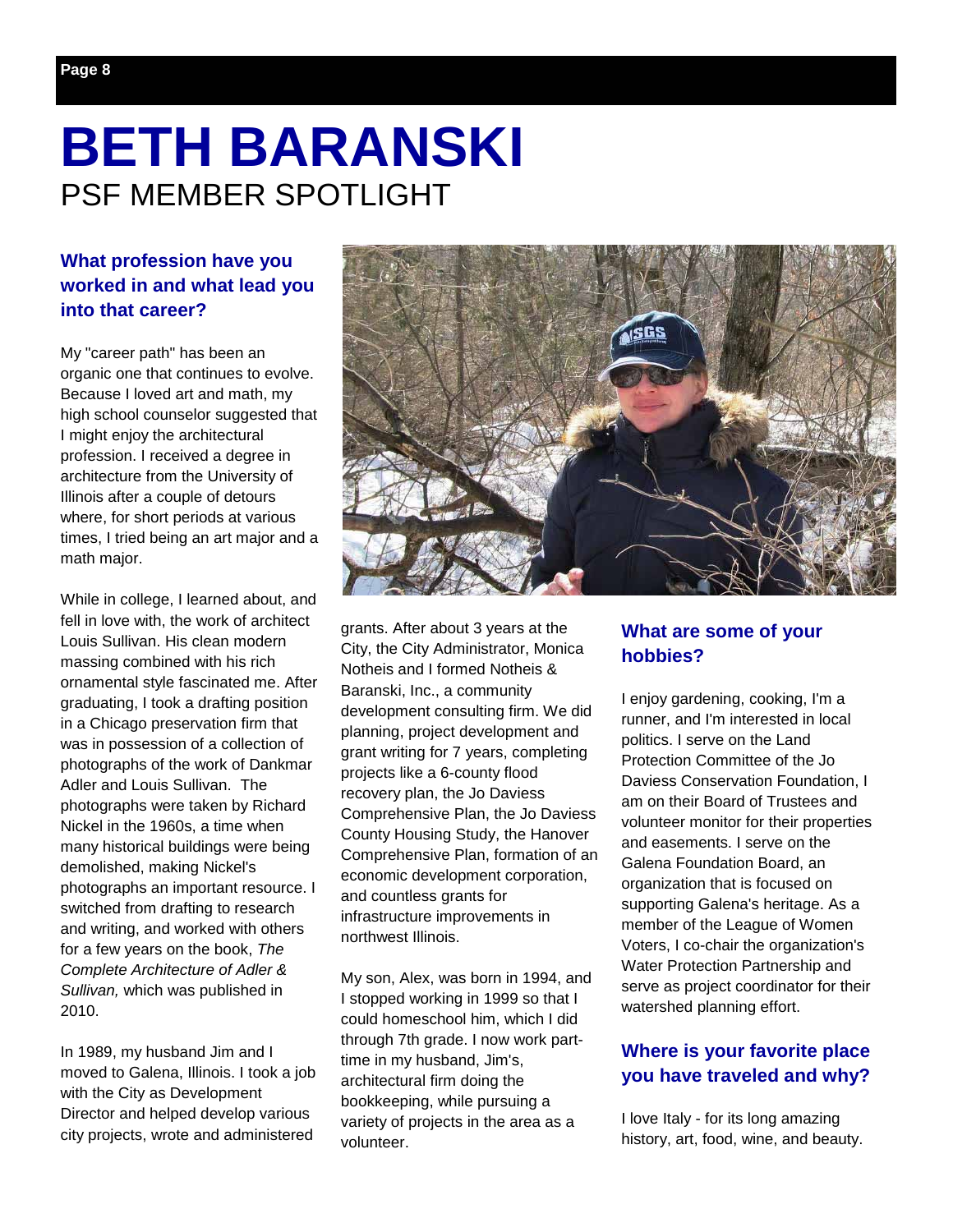# BETH BARANSKI

## PSF MEMBER SPOTLIGHT

### What profession have you worked in and what lead you into that career?

My "career path" has been an organic one that continues to evolve. Because I loved art and math, my high school counselor suggested that I might enjoy the architectural profession. I received a degree in architecture from the University of Illinois after a couple of detours where, for short periods at various times, I tried being an art major and a math major.

While in college, I learned about, and fell in love with, the work of architect Louis Sullivan. His clean modern massing combined with his rich ornamental style fascinated me. After graduating, I took a drafting position in a Chicago preservation firm that was in possession of a collection of photographs of the work of Dankmar Adler and Louis Sullivan. The photographs were taken by Richard Nickel in the 1960s, a time when many historical buildings were being demolished, making Nickel's photographs an important resource. I switched from drafting to research and writing, and worked with others for a few years on the book, *The Complete Architecture of Adler & Sullivan,* which was published in 2010.

In 1989, my husband Jim and I moved to Galena, Illinois. I took a job with the City as Development Director and helped develop various city projects, wrote and administered grants. After about 3 years at the City, the City Administrator, Monica Notheis and I formed Notheis & Baranski, Inc., a community development consulting firm. We did planning, project development and grant writing for 7 years, completing projects like a 6-county flood recovery plan, the Jo Daviess Comprehensive Plan, the Jo Daviess County Housing Study, the Hanover Comprehensive Plan, formation of an economic development corporation, and countless grants for infrastructure improvements in northwest Illinois.

My son, Alex, was born in 1994, and I stopped working in 1999 so that I could homeschool him, which I did through 7th grade. I now work part-time in my husband, Jim's, architectural firm doing the bookkeeping, while pursuing a variety of projects in the area as a volunteer.

### What are some of your hobbies?

I enjoy gardening, cooking, I'm a runner, and I'm interested in local politics. I serve on the Land Protection Committee of the Jo Daviess Conservation Foundation, I am on their Board of Trustees and volunteer monitor for their properties and easements. I serve on the Galena Foundation Board, an organization that is focused on supporting Galena's heritage. As a member of the League of Women Voters, I co-chair the organization's Water Protection Partnership and serve as project coordinator for their watershed planning effort.

### Where is your favorite place you have traveled and why?

I love Italy - for its long amazing history, art, food, wine, and beauty.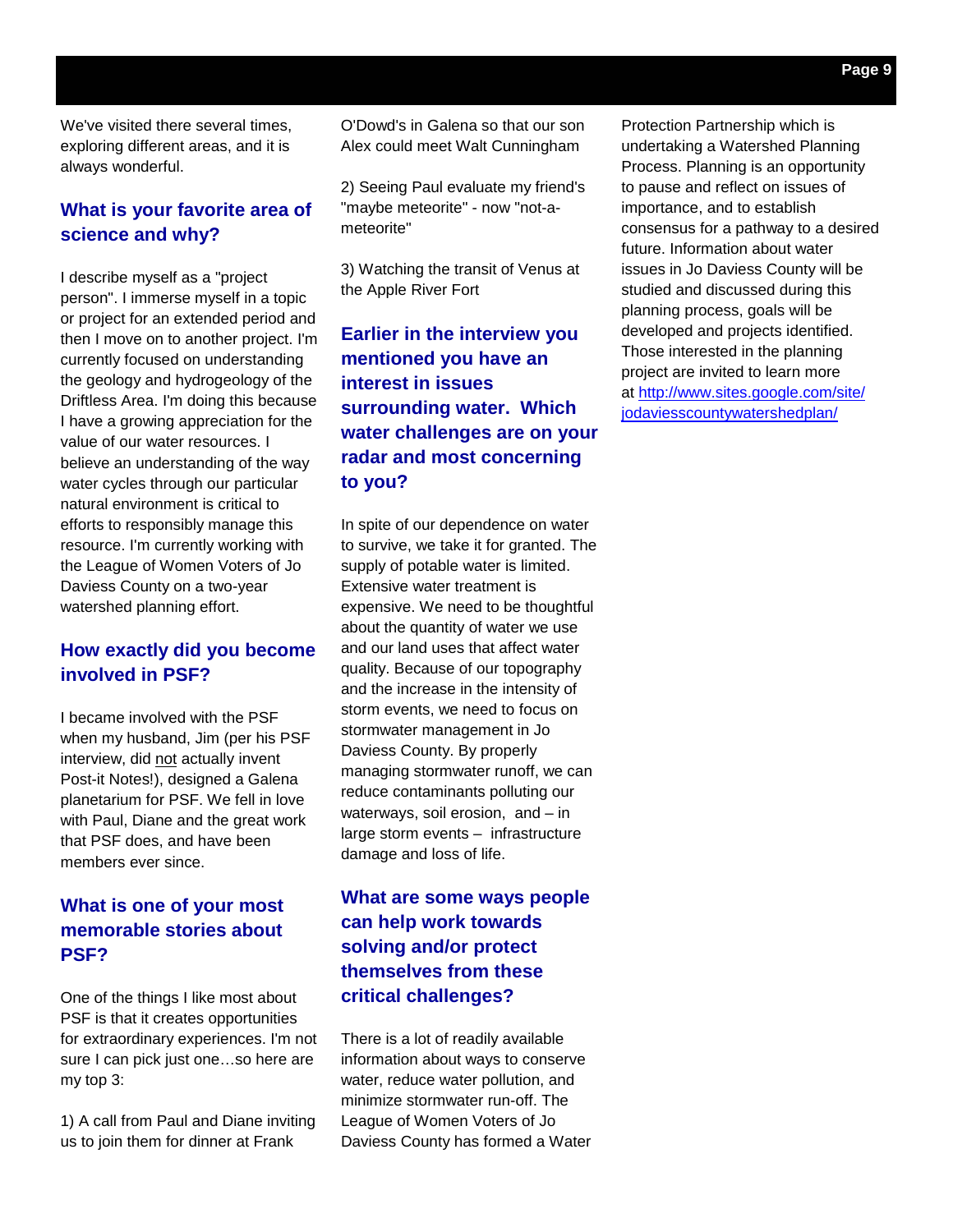We've visited there several times, exploring different areas, and it is always wonderful.

### What is your favorite area of science and why?

I describe myself as a "project person". I immerse myself in a topic or project for an extended period and then I move on to another project. I'm currently focused on understanding the geology and hydrogeology of the Driftless Area. I'm doing this because I have a growing appreciation for the value of our water resources. I believe an understanding of the way water cycles through our particular natural environment is critical to efforts to responsibly manage this resource. I'm currently working with the League of Women Voters of Jo Daviess County on a two-year watershed planning effort.

### How exactly did you become involved in PSF?

I became involved with the PSF when my husband, Jim (per his PSF interview, did not actually invent Post-it Notes!), designed a Galena planetarium for PSF. We fell in love with Paul, Diane and the great work that PSF does, and have been members ever since.

### What is one of your most memorable stories about PSF?

One of the things I like most about PSF is that it creates opportunities for extraordinary experiences. I'm not sure I can pick just one…so here are my top 3:

1) A call from Paul and Diane inviting us to join them for dinner at Frank O'Dowd's in Galena so that our son Alex could meet Walt Cunningham

2) Seeing Paul evaluate my friend's "maybe meteorite" - now "not-a-meteorite"

3) Watching the transit of Venus at the Apple River Fort

### Earlier in the interview you mentioned you have an interest in issues surrounding water. Which water challenges are on your radar and most concerning to you?

In spite of our dependence on water to survive, we take it for granted. The supply of potable water is limited. Extensive water treatment is expensive. We need to be thoughtful about the quantity of water we use and our land uses that affect water quality. Because of our topography and the increase in the intensity of storm events, we need to focus on stormwater management in Jo Daviess County. By properly managing stormwater runoff, we can reduce contaminants polluting our waterways, soil erosion, and – in large storm events – infrastructure damage and loss of life.

### What are some ways people can help work towards solving and/or protect themselves from these critical challenges?

There is a lot of readily available information about ways to conserve water, reduce water pollution, and minimize stormwater run-off. The League of Women Voters of Jo Daviess County has formed a Water Protection Partnership which is undertaking a Watershed Planning Process. Planning is an opportunity to pause and reflect on issues of importance, and to establish consensus for a pathway to a desired future. Information about water issues in Jo Daviess County will be studied and discussed during this planning process, goals will be developed and projects identified. Those interested in the planning project are invited to learn more at [http://www.sites.google.com/site/jodaviesscountywatershedplan/](http://www.sites.google.com/site/jodaviesscountywatershedplan/)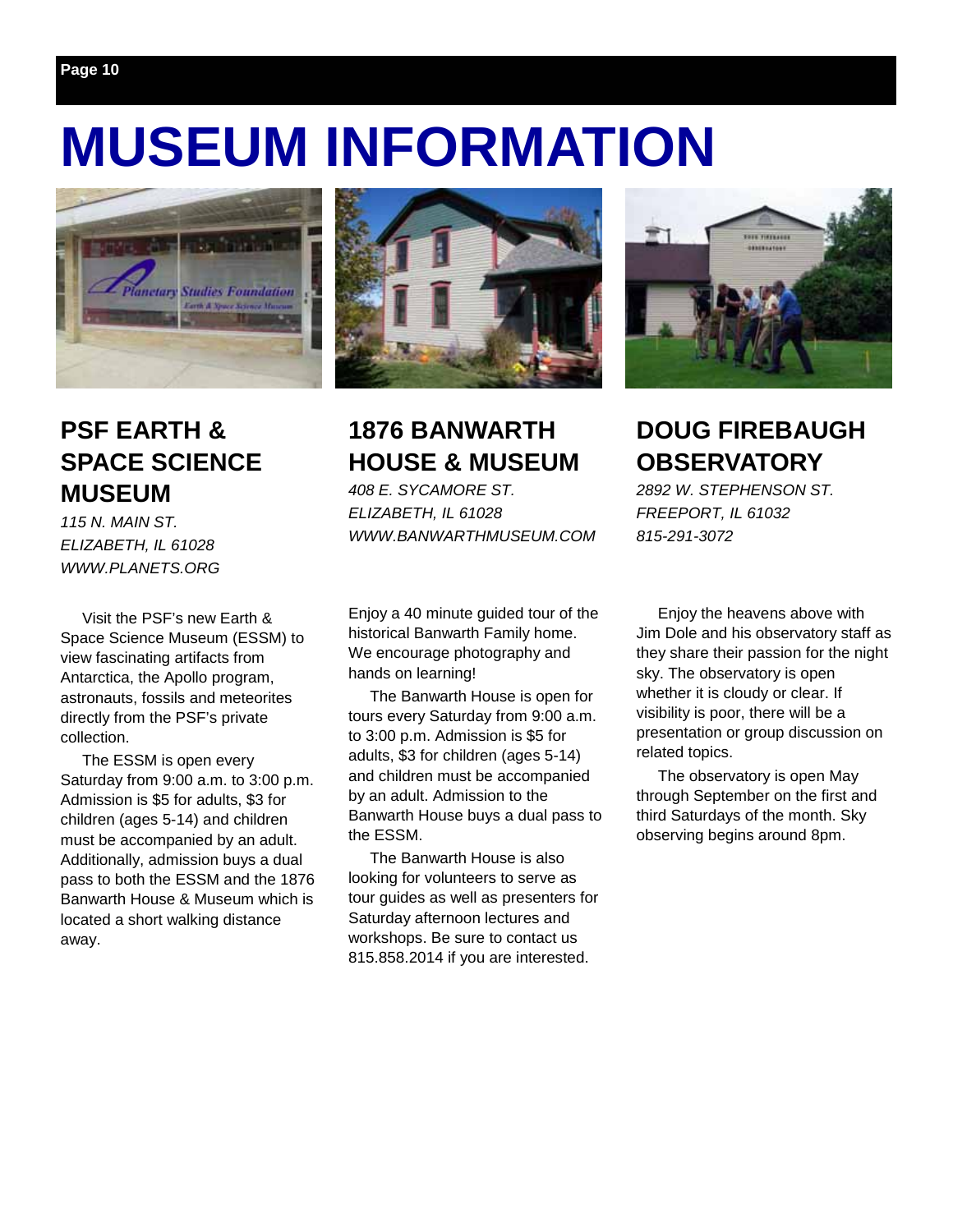# MUSEUM INFORMATION

## PSF EARTH & SPACE SCIENCE MUSEUM

*115 N. MAIN ST.*
*ELIZABETH, IL 61028*
*WWW.PLANETS.ORG*

Visit the PSF's new Earth & Space Science Museum (ESSM) to view fascinating artifacts from Antarctica, the Apollo program, astronauts, fossils and meteorites directly from the PSF's private collection.

The ESSM is open every Saturday from 9:00 a.m. to 3:00 p.m. Admission is $5 for adults, $3 for children (ages 5-14) and children must be accompanied by an adult. Additionally, admission buys a dual pass to both the ESSM and the 1876 Banwarth House & Museum which is located a short walking distance away.

## 1876 BANWARTH HOUSE & MUSEUM

*408 E. SYCAMORE ST.*
*ELIZABETH, IL 61028*
*WWW.BANWARTHMUSEUM.COM*

Enjoy a 40 minute guided tour of the historical Banwarth Family home. We encourage photography and hands on learning!

The Banwarth House is open for tours every Saturday from 9:00 a.m. to 3:00 p.m. Admission is $5 for adults, $3 for children (ages 5-14) and children must be accompanied by an adult. Admission to the Banwarth House buys a dual pass to the ESSM.

The Banwarth House is also looking for volunteers to serve as tour guides as well as presenters for Saturday afternoon lectures and workshops. Be sure to contact us 815.858.2014 if you are interested.

## DOUG FIREBAUGH OBSERVATORY

*2892 W. STEPHENSON ST.*
*FREEPORT, IL 61032*
*815-291-3072*

Enjoy the heavens above with Jim Dole and his observatory staff as they share their passion for the night sky. The observatory is open whether it is cloudy or clear. If visibility is poor, there will be a presentation or group discussion on related topics.

The observatory is open May through September on the first and third Saturdays of the month. Sky observing begins around 8pm.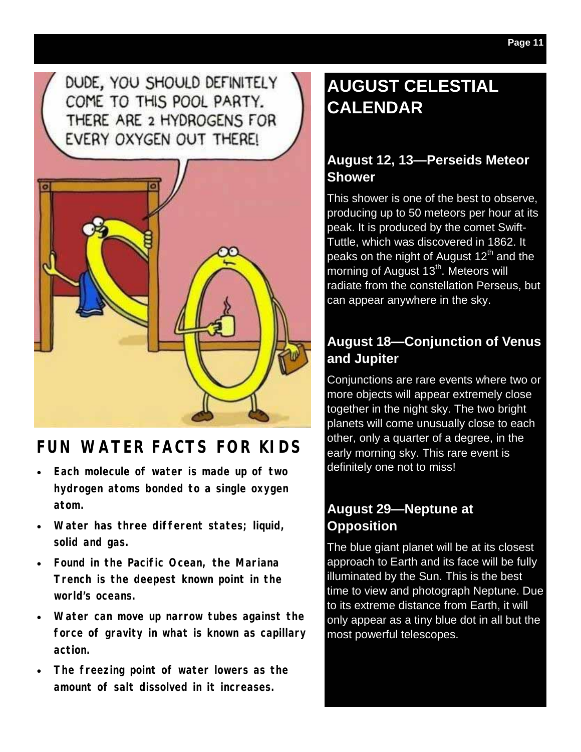## FUN WATER FACTS FOR KIDS

- Each molecule of water is made up of two hydrogen atoms bonded to a single oxygen atom.
- Water has three different states; liquid, solid and gas.
- Found in the Pacific Ocean, the Mariana Trench is the deepest known point in the world's oceans.
- Water can move up narrow tubes against the force of gravity in what is known as capillary action.
- The freezing point of water lowers as the amount of salt dissolved in it increases.

# AUGUST CELESTIAL CALENDAR

### August 12, 13—Perseids Meteor Shower

This shower is one of the best to observe, producing up to 50 meteors per hour at its peak. It is produced by the comet Swift-Tuttle, which was discovered in 1862. It peaks on the night of August 12th and the morning of August 13th. Meteors will radiate from the constellation Perseus, but can appear anywhere in the sky.

### August 18—Conjunction of Venus and Jupiter

Conjunctions are rare events where two or more objects will appear extremely close together in the night sky. The two bright planets will come unusually close to each other, only a quarter of a degree, in the early morning sky. This rare event is definitely one not to miss!

### August 29—Neptune at Opposition

The blue giant planet will be at its closest approach to Earth and its face will be fully illuminated by the Sun. This is the best time to view and photograph Neptune. Due to its extreme distance from Earth, it will only appear as a tiny blue dot in all but the most powerful telescopes.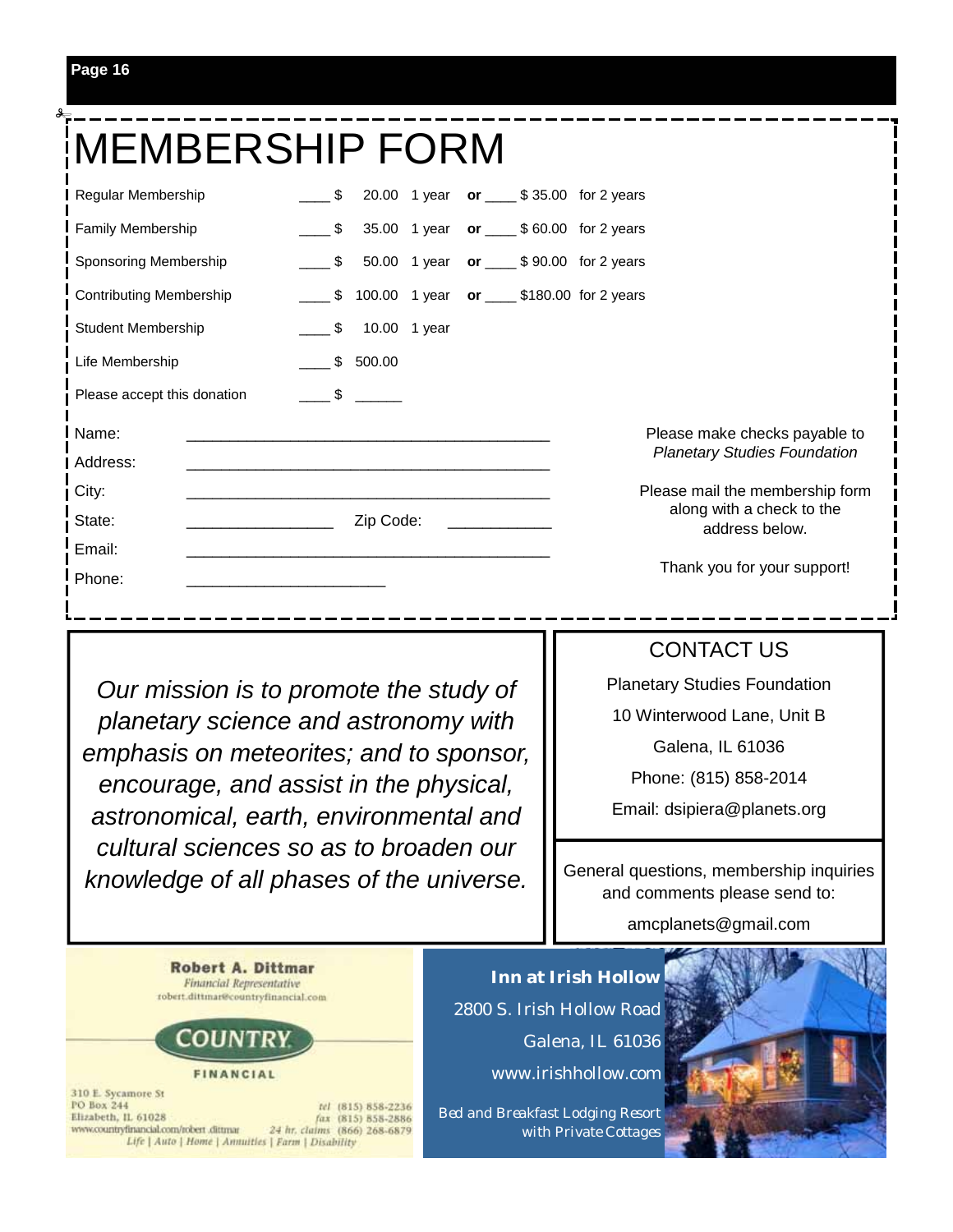# MEMBERSHIP FORM

| | | | |
|---|---|---|---|
| Regular Membership | ____ $ 20.00 1 year | **or** ____ $ 35.00 | for 2 years |
| Family Membership | ____ $ 35.00 1 year | **or** ____ $ 60.00 | for 2 years |
| Sponsoring Membership | ____ $ 50.00 1 year | **or** ____ $ 90.00 | for 2 years |
| Contributing Membership | ____ $ 100.00 1 year | **or** ____ $180.00 | for 2 years |
| Student Membership | ____ $ 10.00 1 year | | |
| Life Membership | ____ $ 500.00 | | |
| Please accept this donation | ____ $ ______ | | |

Name: ________________________________________

Address: ________________________________________

City: ________________________________________

State: ________________ Zip Code: ____________

Email: ________________________________________

Phone: ______________________

Please make checks payable to *Planetary Studies Foundation*

Please mail the membership form along with a check to the address below.

Thank you for your support!

*Our mission is to promote the study of planetary science and astronomy with emphasis on meteorites; and to sponsor, encourage, and assist in the physical, astronomical, earth, environmental and cultural sciences so as to broaden our knowledge of all phases of the universe.*

## CONTACT US

Planetary Studies Foundation

10 Winterwood Lane, Unit B

Galena, IL 61036

Phone: (815) 858-2014

Email: dsipiera@planets.org

General questions, membership inquiries and comments please send to:

amcplanets@gmail.com

**Robert A. Dittmar**
*Financial Representative*
robert.dittmar@countryfinancial.com

COUNTRY FINANCIAL

310 E. Sycamore St
PO Box 244
Elizabeth, IL 61028
www.countryfinancial.com/robert.dittmar

tel (815) 858-2236
fax (815) 858-2886
24 hr. claims (866) 268-6879

Life | Auto | Home | Annuities | Farm | Disability

**Inn at Irish Hollow**

2800 S. Irish Hollow Road

Galena, IL 61036

www.irishhollow.com

Bed and Breakfast Lodging Resort with Private Cottages